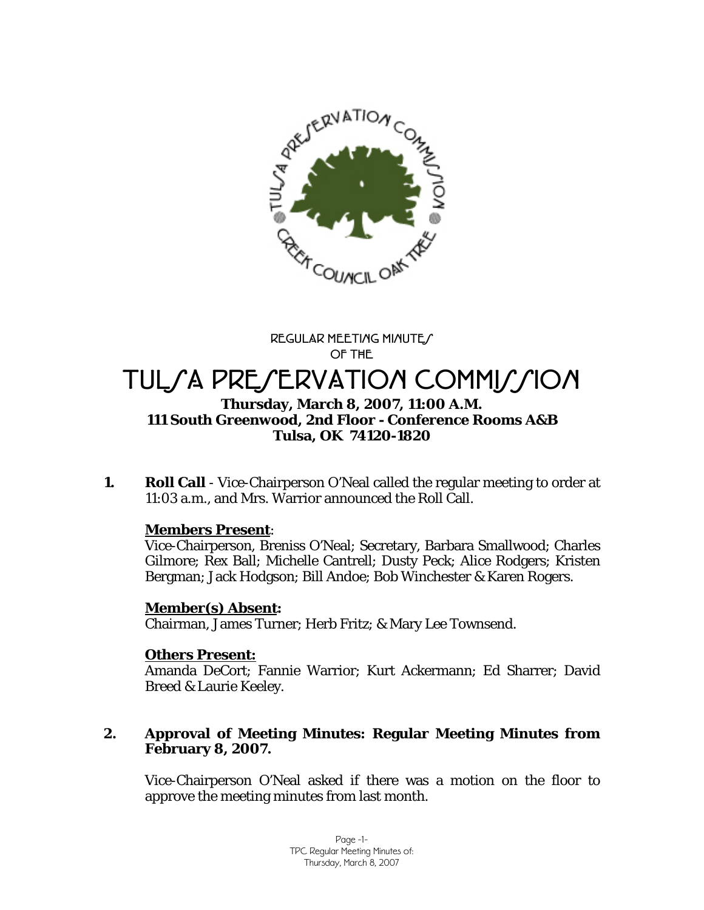REGULAR MEETING MINUTES
OF THE

# TULSA PRESERVATION COMMISSION

**Thursday, March 8, 2007, 11:00 A.M.**
**111 South Greenwood, 2nd Floor - Conference Rooms A&B**
**Tulsa, OK 74120-1820**

**1. Roll Call** - Vice-Chairperson O'Neal called the regular meeting to order at 11:03 a.m., and Mrs. Warrior announced the Roll Call.

**Members Present**:
Vice-Chairperson, Breniss O'Neal; Secretary, Barbara Smallwood; Charles Gilmore; Rex Ball; Michelle Cantrell; Dusty Peck; Alice Rodgers; Kristen Bergman; Jack Hodgson; Bill Andoe; Bob Winchester & Karen Rogers.

**Member(s) Absent:**
Chairman, James Turner; Herb Fritz; & Mary Lee Townsend.

**Others Present:**
Amanda DeCort; Fannie Warrior; Kurt Ackermann; Ed Sharrer; David Breed & Laurie Keeley.

**2. Approval of Meeting Minutes: Regular Meeting Minutes from February 8, 2007.**

Vice-Chairperson O'Neal asked if there was a motion on the floor to approve the meeting minutes from last month.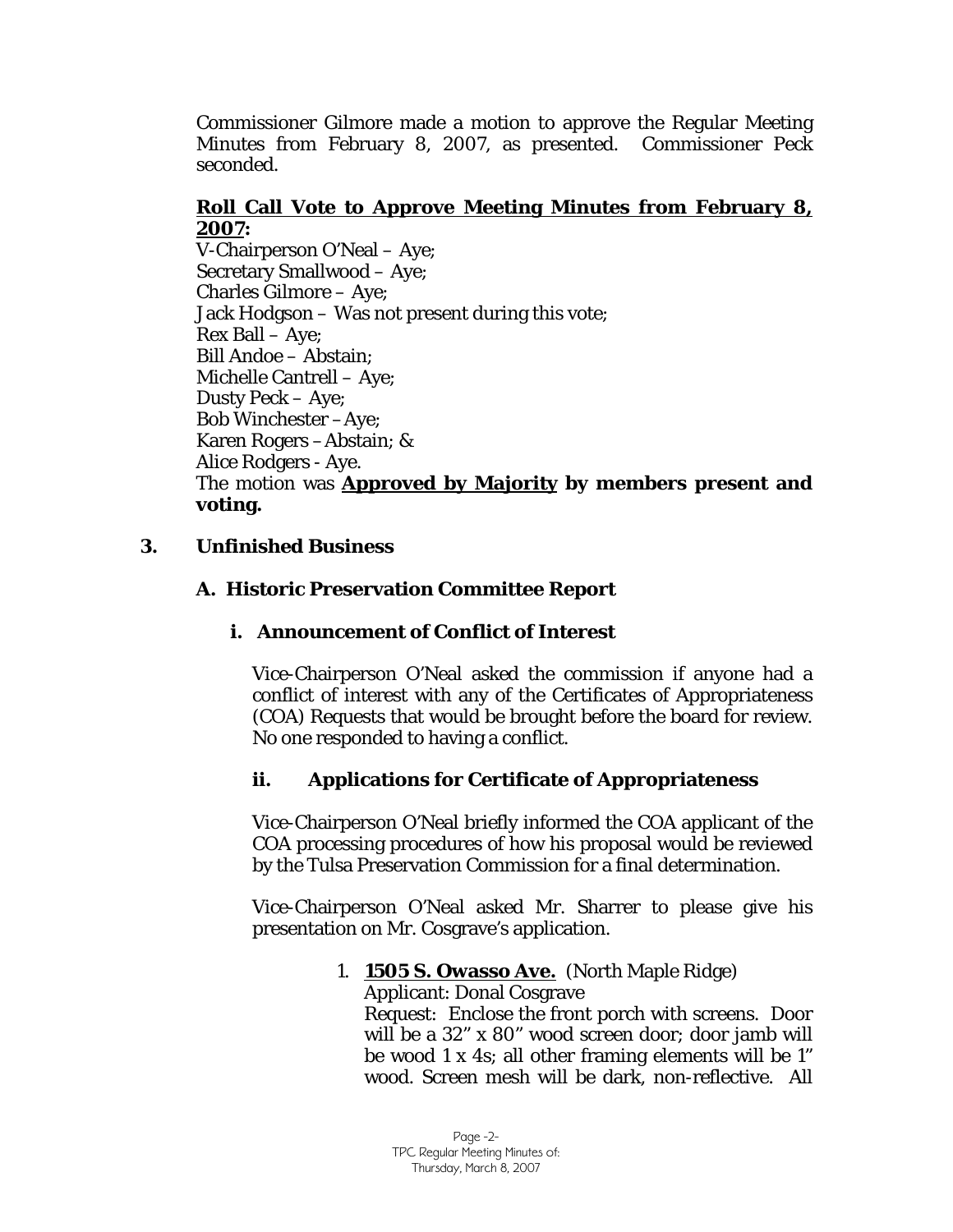Commissioner Gilmore made a motion to approve the Regular Meeting Minutes from February 8, 2007, as presented. Commissioner Peck seconded.

**Roll Call Vote to Approve Meeting Minutes from February 8, 2007:**
V-Chairperson O'Neal – Aye;
Secretary Smallwood – Aye;
Charles Gilmore – Aye;
Jack Hodgson – Was not present during this vote;
Rex Ball – Aye;
Bill Andoe – Abstain;
Michelle Cantrell – Aye;
Dusty Peck – Aye;
Bob Winchester – Aye;
Karen Rogers – Abstain; &
Alice Rodgers - Aye.
The motion was **Approved by Majority by members present and voting.**

## 3. Unfinished Business

### A. Historic Preservation Committee Report

#### i. Announcement of Conflict of Interest

Vice-Chairperson O'Neal asked the commission if anyone had a conflict of interest with any of the Certificates of Appropriateness (COA) Requests that would be brought before the board for review. No one responded to having a conflict.

#### ii. Applications for Certificate of Appropriateness

Vice-Chairperson O'Neal briefly informed the COA applicant of the COA processing procedures of how his proposal would be reviewed by the Tulsa Preservation Commission for a final determination.

Vice-Chairperson O'Neal asked Mr. Sharrer to please give his presentation on Mr. Cosgrave's application.

1. **1505 S. Owasso Ave.** (North Maple Ridge)
   Applicant: Donal Cosgrave
   Request: Enclose the front porch with screens. Door will be a 32" x 80" wood screen door; door jamb will be wood 1 x 4s; all other framing elements will be 1" wood. Screen mesh will be dark, non-reflective. All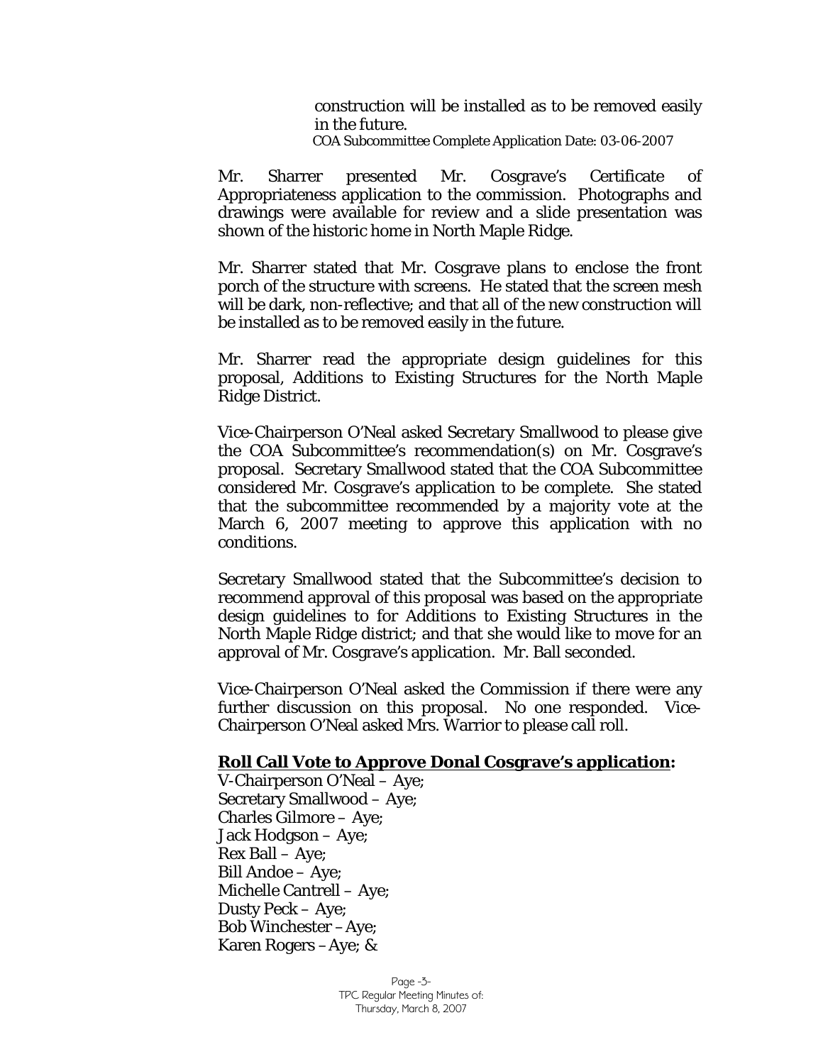construction will be installed as to be removed easily in the future.

COA Subcommittee Complete Application Date: 03-06-2007

Mr. Sharrer presented Mr. Cosgrave's Certificate of Appropriateness application to the commission. Photographs and drawings were available for review and a slide presentation was shown of the historic home in North Maple Ridge.

Mr. Sharrer stated that Mr. Cosgrave plans to enclose the front porch of the structure with screens. He stated that the screen mesh will be dark, non-reflective; and that all of the new construction will be installed as to be removed easily in the future.

Mr. Sharrer read the appropriate design guidelines for this proposal, Additions to Existing Structures for the North Maple Ridge District.

Vice-Chairperson O'Neal asked Secretary Smallwood to please give the COA Subcommittee's recommendation(s) on Mr. Cosgrave's proposal. Secretary Smallwood stated that the COA Subcommittee considered Mr. Cosgrave's application to be complete. She stated that the subcommittee recommended by a majority vote at the March 6, 2007 meeting to approve this application with no conditions.

Secretary Smallwood stated that the Subcommittee's decision to recommend approval of this proposal was based on the appropriate design guidelines to for Additions to Existing Structures in the North Maple Ridge district; and that she would like to move for an approval of Mr. Cosgrave's application. Mr. Ball seconded.

Vice-Chairperson O'Neal asked the Commission if there were any further discussion on this proposal. No one responded. Vice-Chairperson O'Neal asked Mrs. Warrior to please call roll.

**<u>Roll Call Vote to Approve Donal Cosgrave's application</u>:**

V-Chairperson O'Neal – Aye;
Secretary Smallwood – Aye;
Charles Gilmore – Aye;
Jack Hodgson – Aye;
Rex Ball – Aye;
Bill Andoe – Aye;
Michelle Cantrell – Aye;
Dusty Peck – Aye;
Bob Winchester – Aye;
Karen Rogers – Aye; &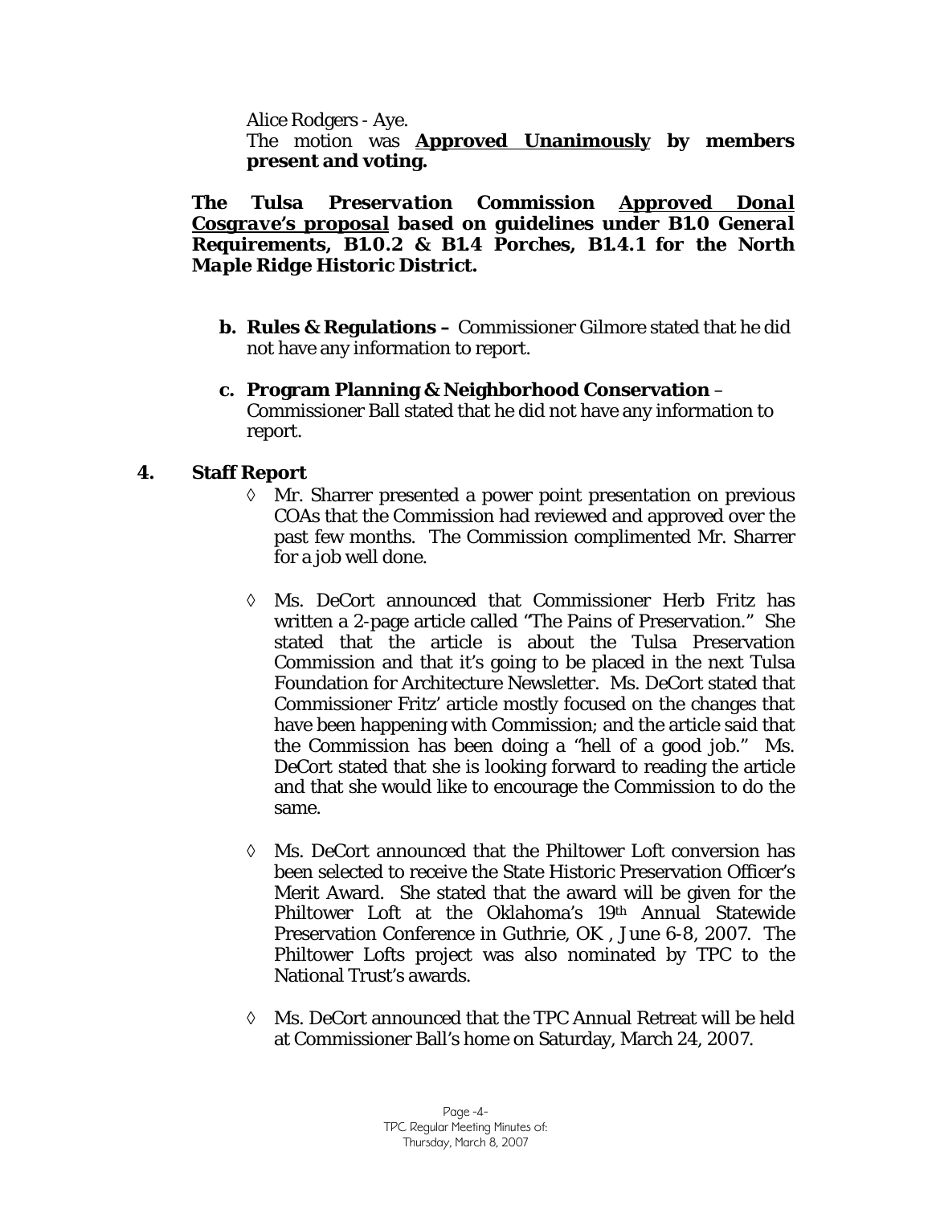Alice Rodgers - Aye.

The motion was **Approved Unanimously by members present and voting.**

***The Tulsa Preservation Commission Approved Donal Cosgrave's proposal based on guidelines under B1.0 General Requirements, B1.0.2 & B1.4 Porches, B1.4.1 for the North Maple Ridge Historic District.***

**b. Rules & Regulations –** Commissioner Gilmore stated that he did not have any information to report.

**c. Program Planning & Neighborhood Conservation** – Commissioner Ball stated that he did not have any information to report.

**4. Staff Report**

◊ Mr. Sharrer presented a power point presentation on previous COAs that the Commission had reviewed and approved over the past few months. The Commission complimented Mr. Sharrer for a job well done.

◊ Ms. DeCort announced that Commissioner Herb Fritz has written a 2-page article called "The Pains of Preservation." She stated that the article is about the Tulsa Preservation Commission and that it's going to be placed in the next Tulsa Foundation for Architecture Newsletter. Ms. DeCort stated that Commissioner Fritz' article mostly focused on the changes that have been happening with Commission; and the article said that the Commission has been doing a "hell of a good job." Ms. DeCort stated that she is looking forward to reading the article and that she would like to encourage the Commission to do the same.

◊ Ms. DeCort announced that the Philtower Loft conversion has been selected to receive the State Historic Preservation Officer's Merit Award. She stated that the award will be given for the Philtower Loft at the Oklahoma's 19th Annual Statewide Preservation Conference in Guthrie, OK , June 6-8, 2007. The Philtower Lofts project was also nominated by TPC to the National Trust's awards.

◊ Ms. DeCort announced that the TPC Annual Retreat will be held at Commissioner Ball's home on Saturday, March 24, 2007.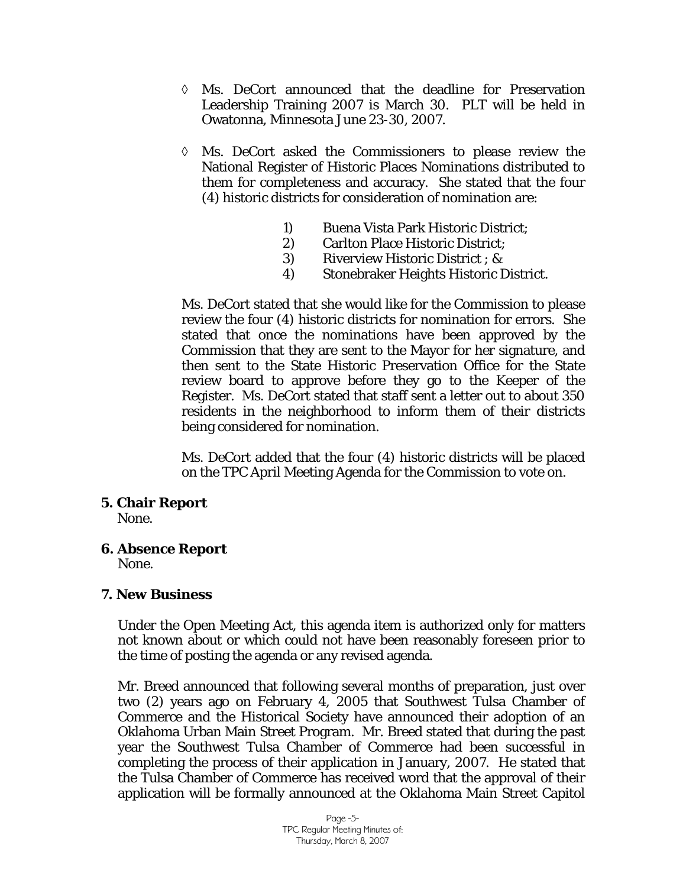- ◊ Ms. DeCort announced that the deadline for Preservation Leadership Training 2007 is March 30. PLT will be held in Owatonna, Minnesota June 23-30, 2007.

- ◊ Ms. DeCort asked the Commissioners to please review the National Register of Historic Places Nominations distributed to them for completeness and accuracy. She stated that the four (4) historic districts for consideration of nomination are:

  1) Buena Vista Park Historic District;
  2) Carlton Place Historic District;
  3) Riverview Historic District ; &
  4) Stonebraker Heights Historic District.

  Ms. DeCort stated that she would like for the Commission to please review the four (4) historic districts for nomination for errors. She stated that once the nominations have been approved by the Commission that they are sent to the Mayor for her signature, and then sent to the State Historic Preservation Office for the State review board to approve before they go to the Keeper of the Register. Ms. DeCort stated that staff sent a letter out to about 350 residents in the neighborhood to inform them of their districts being considered for nomination.

  Ms. DeCort added that the four (4) historic districts will be placed on the TPC April Meeting Agenda for the Commission to vote on.

**5. Chair Report**

None.

**6. Absence Report**

None.

**7. New Business**

Under the Open Meeting Act, this agenda item is authorized only for matters not known about or which could not have been reasonably foreseen prior to the time of posting the agenda or any revised agenda.

Mr. Breed announced that following several months of preparation, just over two (2) years ago on February 4, 2005 that Southwest Tulsa Chamber of Commerce and the Historical Society have announced their adoption of an Oklahoma Urban Main Street Program. Mr. Breed stated that during the past year the Southwest Tulsa Chamber of Commerce had been successful in completing the process of their application in January, 2007. He stated that the Tulsa Chamber of Commerce has received word that the approval of their application will be formally announced at the Oklahoma Main Street Capitol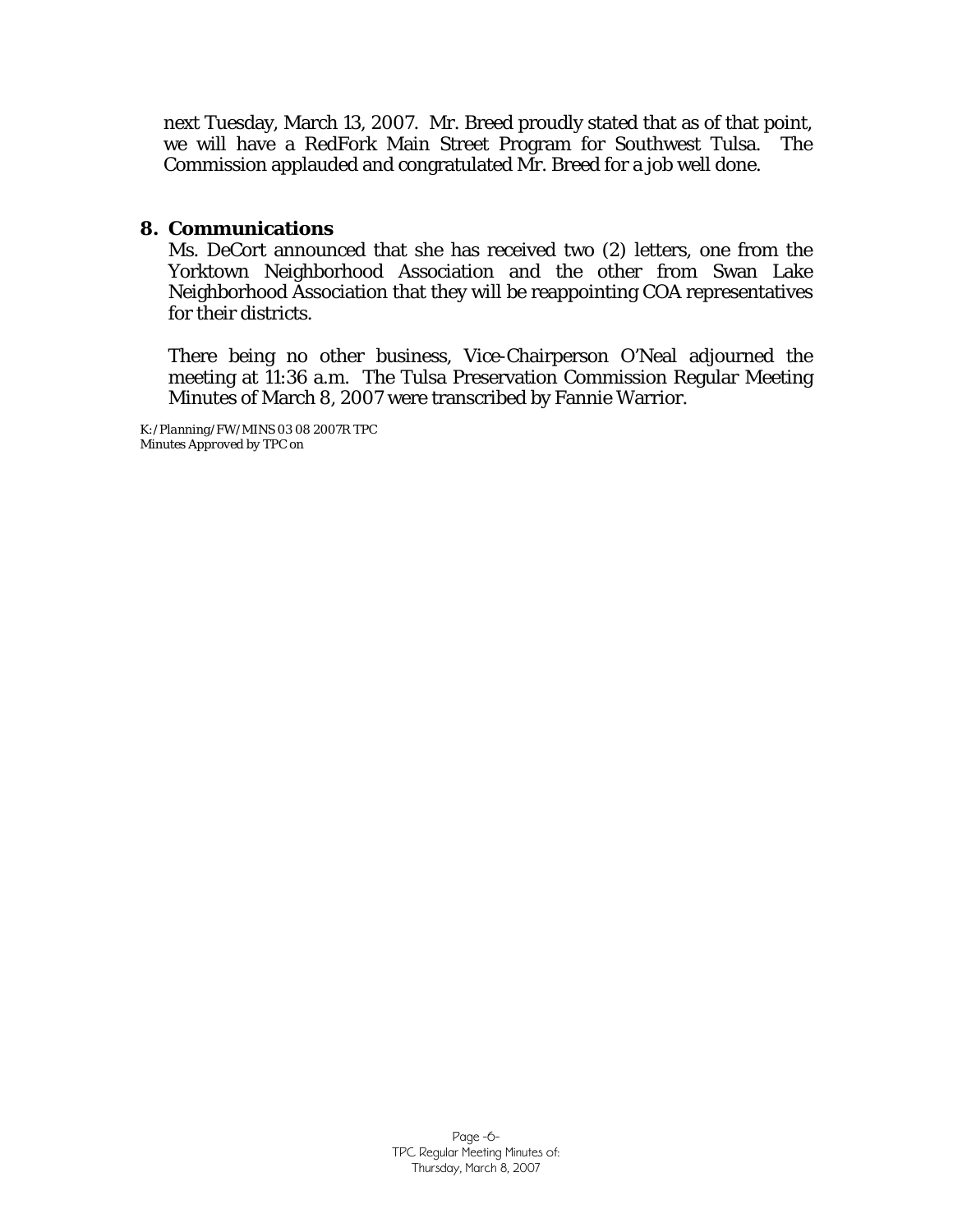next Tuesday, March 13, 2007. Mr. Breed proudly stated that as of that point, we will have a RedFork Main Street Program for Southwest Tulsa. The Commission applauded and congratulated Mr. Breed for a job well done.

## 8. Communications

Ms. DeCort announced that she has received two (2) letters, one from the Yorktown Neighborhood Association and the other from Swan Lake Neighborhood Association that they will be reappointing COA representatives for their districts.

There being no other business, Vice-Chairperson O'Neal adjourned the meeting at 11:36 a.m. The Tulsa Preservation Commission Regular Meeting Minutes of March 8, 2007 were transcribed by Fannie Warrior.

K:/Planning/FW/MINS 03 08 2007R TPC
Minutes Approved by TPC on